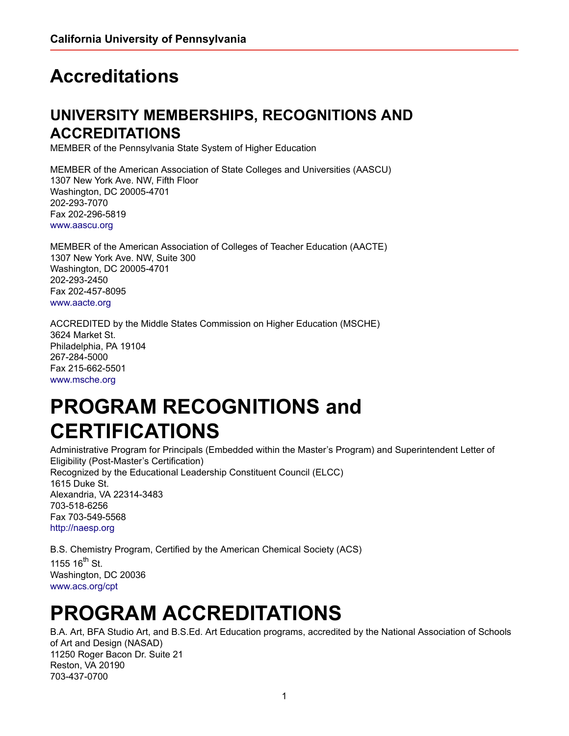# Accreditations

## UNIVERSITY MEMBERSHIPS, RECOGNITIONS AND ACCREDITATIONS

MEMBER of the Pennsylvania State System of Higher Education

MEMBER of the American Association of State Colleges and Universities (AASCU)
1307 New York Ave. NW, Fifth Floor
Washington, DC 20005-4701
202-293-7070
Fax 202-296-5819
www.aascu.org

MEMBER of the American Association of Colleges of Teacher Education (AACTE)
1307 New York Ave. NW, Suite 300
Washington, DC 20005-4701
202-293-2450
Fax 202-457-8095
www.aacte.org

ACCREDITED by the Middle States Commission on Higher Education (MSCHE)
3624 Market St.
Philadelphia, PA 19104
267-284-5000
Fax 215-662-5501
www.msche.org

# PROGRAM RECOGNITIONS and CERTIFICATIONS

Administrative Program for Principals (Embedded within the Master's Program) and Superintendent Letter of Eligibility (Post-Master's Certification)
Recognized by the Educational Leadership Constituent Council (ELCC)
1615 Duke St.
Alexandria, VA 22314-3483
703-518-6256
Fax 703-549-5568
http://naesp.org

B.S. Chemistry Program, Certified by the American Chemical Society (ACS)
1155 16th St.
Washington, DC 20036
www.acs.org/cpt

# PROGRAM ACCREDITATIONS

B.A. Art, BFA Studio Art, and B.S.Ed. Art Education programs, accredited by the National Association of Schools of Art and Design (NASAD)
11250 Roger Bacon Dr. Suite 21
Reston, VA 20190
703-437-0700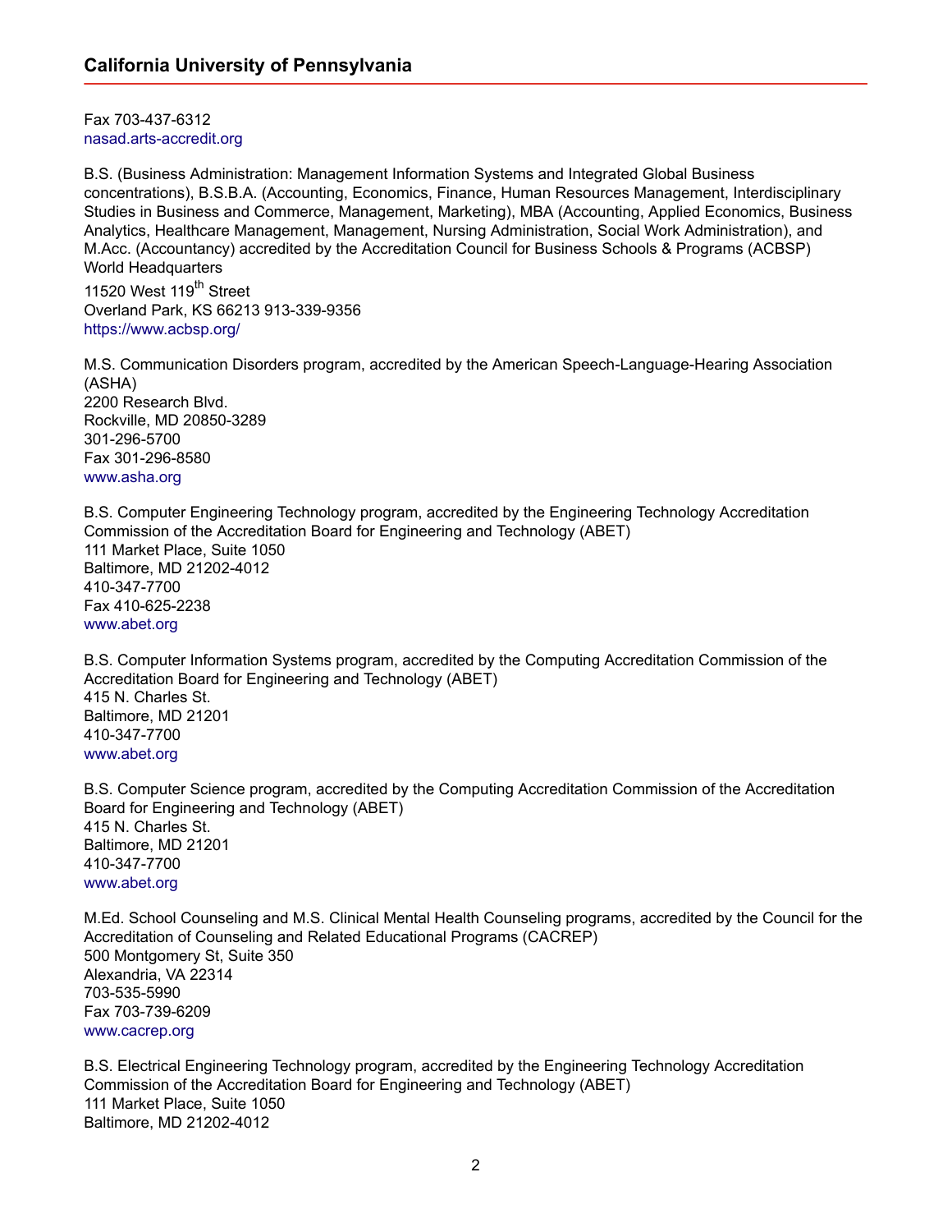Fax 703-437-6312
nasad.arts-accredit.org

B.S. (Business Administration: Management Information Systems and Integrated Global Business concentrations), B.S.B.A. (Accounting, Economics, Finance, Human Resources Management, Interdisciplinary Studies in Business and Commerce, Management, Marketing), MBA (Accounting, Applied Economics, Business Analytics, Healthcare Management, Management, Nursing Administration, Social Work Administration), and M.Acc. (Accountancy) accredited by the Accreditation Council for Business Schools & Programs (ACBSP) World Headquarters
11520 West 119th Street
Overland Park, KS 66213 913-339-9356
https://www.acbsp.org/

M.S. Communication Disorders program, accredited by the American Speech-Language-Hearing Association (ASHA)
2200 Research Blvd.
Rockville, MD 20850-3289
301-296-5700
Fax 301-296-8580
www.asha.org

B.S. Computer Engineering Technology program, accredited by the Engineering Technology Accreditation Commission of the Accreditation Board for Engineering and Technology (ABET)
111 Market Place, Suite 1050
Baltimore, MD 21202-4012
410-347-7700
Fax 410-625-2238
www.abet.org

B.S. Computer Information Systems program, accredited by the Computing Accreditation Commission of the Accreditation Board for Engineering and Technology (ABET)
415 N. Charles St.
Baltimore, MD 21201
410-347-7700
www.abet.org

B.S. Computer Science program, accredited by the Computing Accreditation Commission of the Accreditation Board for Engineering and Technology (ABET)
415 N. Charles St.
Baltimore, MD 21201
410-347-7700
www.abet.org

M.Ed. School Counseling and M.S. Clinical Mental Health Counseling programs, accredited by the Council for the Accreditation of Counseling and Related Educational Programs (CACREP)
500 Montgomery St, Suite 350
Alexandria, VA 22314
703-535-5990
Fax 703-739-6209
www.cacrep.org

B.S. Electrical Engineering Technology program, accredited by the Engineering Technology Accreditation Commission of the Accreditation Board for Engineering and Technology (ABET)
111 Market Place, Suite 1050
Baltimore, MD 21202-4012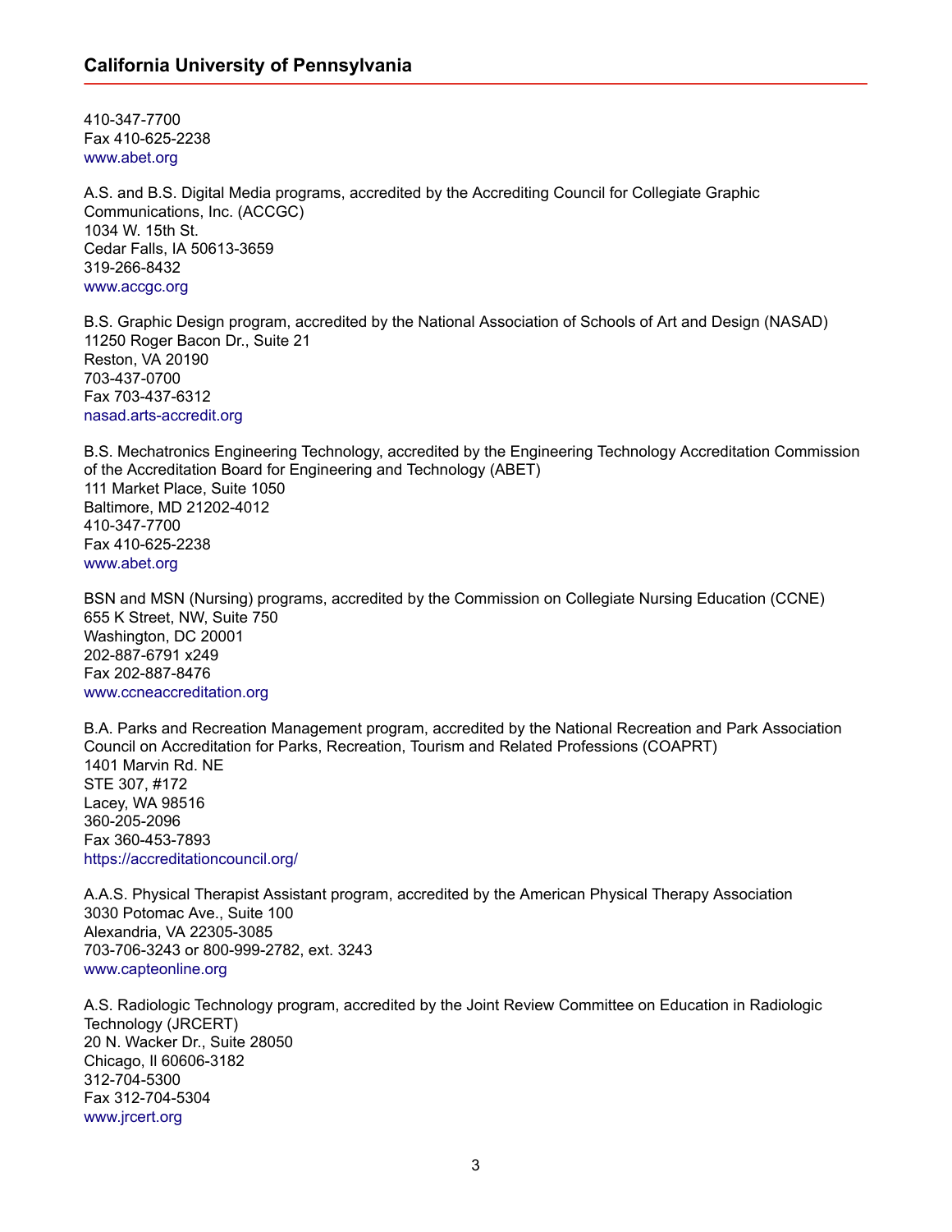410-347-7700
Fax 410-625-2238
www.abet.org

A.S. and B.S. Digital Media programs, accredited by the Accrediting Council for Collegiate Graphic Communications, Inc. (ACCGC)
1034 W. 15th St.
Cedar Falls, IA 50613-3659
319-266-8432
www.accgc.org

B.S. Graphic Design program, accredited by the National Association of Schools of Art and Design (NASAD)
11250 Roger Bacon Dr., Suite 21
Reston, VA 20190
703-437-0700
Fax 703-437-6312
nasad.arts-accredit.org

B.S. Mechatronics Engineering Technology, accredited by the Engineering Technology Accreditation Commission of the Accreditation Board for Engineering and Technology (ABET)
111 Market Place, Suite 1050
Baltimore, MD 21202-4012
410-347-7700
Fax 410-625-2238
www.abet.org

BSN and MSN (Nursing) programs, accredited by the Commission on Collegiate Nursing Education (CCNE)
655 K Street, NW, Suite 750
Washington, DC 20001
202-887-6791 x249
Fax 202-887-8476
www.ccneaccreditation.org

B.A. Parks and Recreation Management program, accredited by the National Recreation and Park Association Council on Accreditation for Parks, Recreation, Tourism and Related Professions (COAPRT)
1401 Marvin Rd. NE
STE 307, #172
Lacey, WA 98516
360-205-2096
Fax 360-453-7893
https://accreditationcouncil.org/

A.A.S. Physical Therapist Assistant program, accredited by the American Physical Therapy Association
3030 Potomac Ave., Suite 100
Alexandria, VA 22305-3085
703-706-3243 or 800-999-2782, ext. 3243
www.capteonline.org

A.S. Radiologic Technology program, accredited by the Joint Review Committee on Education in Radiologic Technology (JRCERT)
20 N. Wacker Dr., Suite 28050
Chicago, Il 60606-3182
312-704-5300
Fax 312-704-5304
www.jrcert.org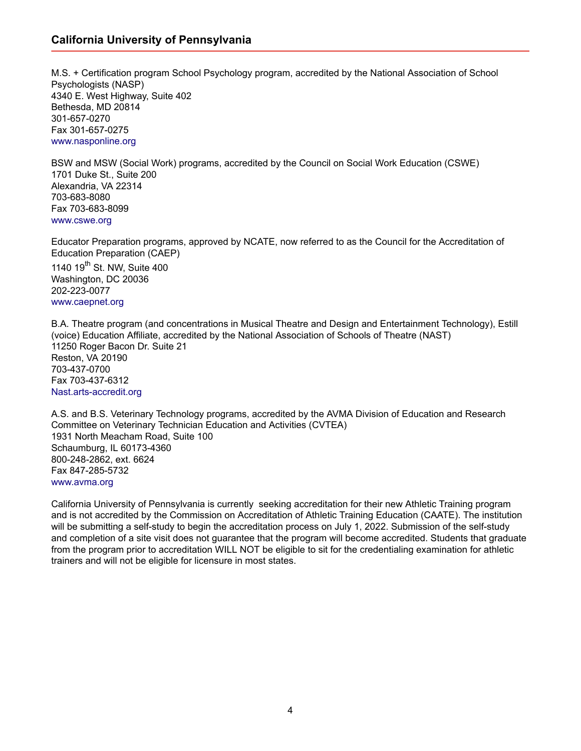M.S. + Certification program School Psychology program, accredited by the National Association of School Psychologists (NASP)
4340 E. West Highway, Suite 402
Bethesda, MD 20814
301-657-0270
Fax 301-657-0275
www.nasponline.org

BSW and MSW (Social Work) programs, accredited by the Council on Social Work Education (CSWE)
1701 Duke St., Suite 200
Alexandria, VA 22314
703-683-8080
Fax 703-683-8099
www.cswe.org

Educator Preparation programs, approved by NCATE, now referred to as the Council for the Accreditation of Education Preparation (CAEP)
1140 19th St. NW, Suite 400
Washington, DC 20036
202-223-0077
www.caepnet.org

B.A. Theatre program (and concentrations in Musical Theatre and Design and Entertainment Technology), Estill (voice) Education Affiliate, accredited by the National Association of Schools of Theatre (NAST)
11250 Roger Bacon Dr. Suite 21
Reston, VA 20190
703-437-0700
Fax 703-437-6312
Nast.arts-accredit.org

A.S. and B.S. Veterinary Technology programs, accredited by the AVMA Division of Education and Research Committee on Veterinary Technician Education and Activities (CVTEA)
1931 North Meacham Road, Suite 100
Schaumburg, IL 60173-4360
800-248-2862, ext. 6624
Fax 847-285-5732
www.avma.org

California University of Pennsylvania is currently seeking accreditation for their new Athletic Training program and is not accredited by the Commission on Accreditation of Athletic Training Education (CAATE). The institution will be submitting a self-study to begin the accreditation process on July 1, 2022. Submission of the self-study and completion of a site visit does not guarantee that the program will become accredited. Students that graduate from the program prior to accreditation WILL NOT be eligible to sit for the credentialing examination for athletic trainers and will not be eligible for licensure in most states.